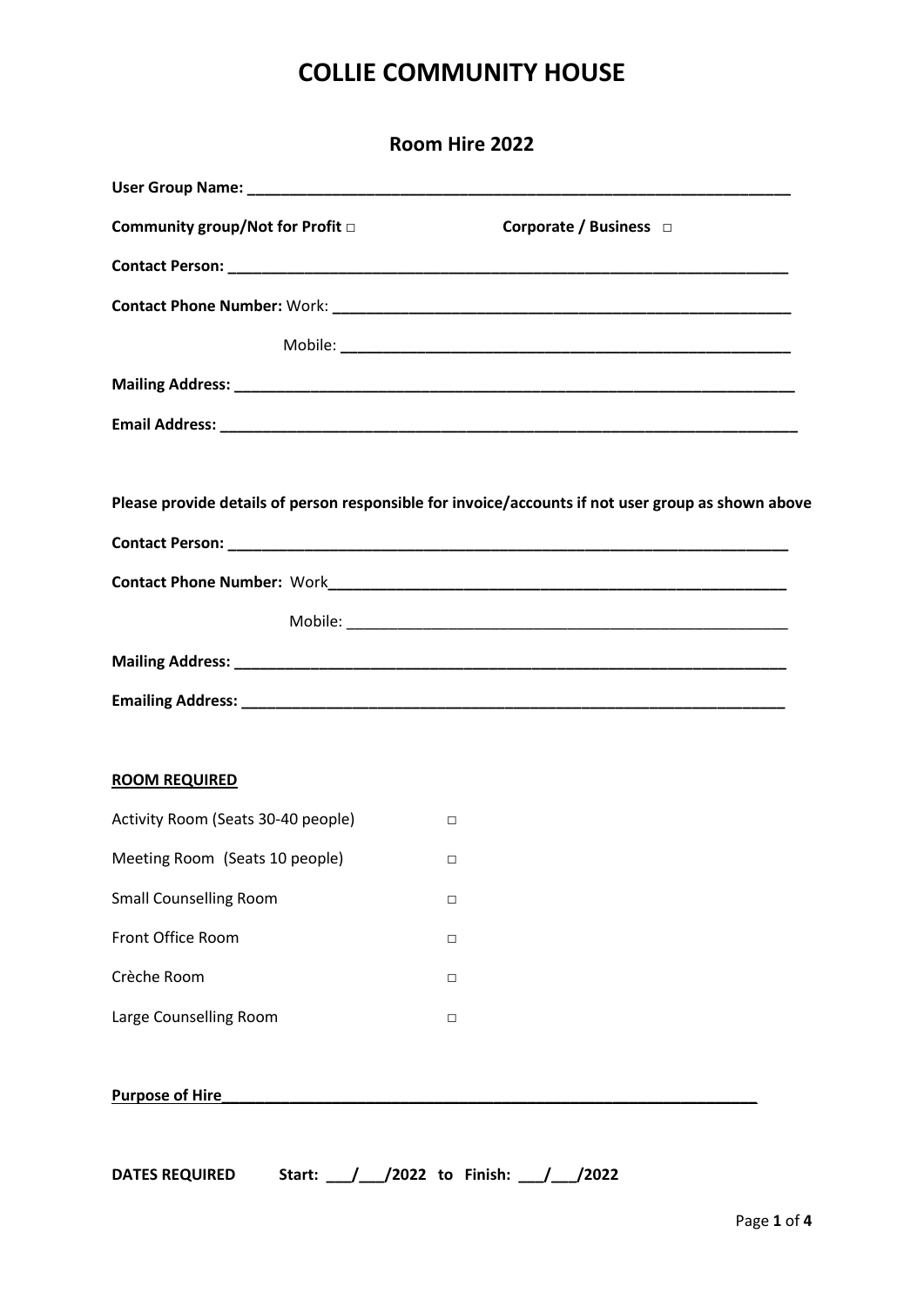# COLLIE COMMUNITY HOUSE

## Room Hire 2022

**User Group Name:** ___________________________________________________________________

**Community group/Not for Profit** □ **Corporate / Business** □

**Contact Person:** ___________________________________________________________________

**Contact Phone Number:** Work: _______________________________________________________

Mobile: _______________________________________________________

**Mailing Address:** ___________________________________________________________________

**Email Address:** ____________________________________________________________________

**Please provide details of person responsible for invoice/accounts if not user group as shown above**

**Contact Person:** ___________________________________________________________________

**Contact Phone Number:** Work_______________________________________________________

Mobile: _______________________________________________________

**Mailing Address:** ___________________________________________________________________

**Emailing Address:** __________________________________________________________________

**ROOM REQUIRED**

Activity Room (Seats 30-40 people) □

Meeting Room (Seats 10 people) □

Small Counselling Room □

Front Office Room □

Crèche Room □

Large Counselling Room □

**Purpose of Hire**_______________________________________________________________

**DATES REQUIRED** **Start: ___/___/2022 to Finish: ___/___/2022**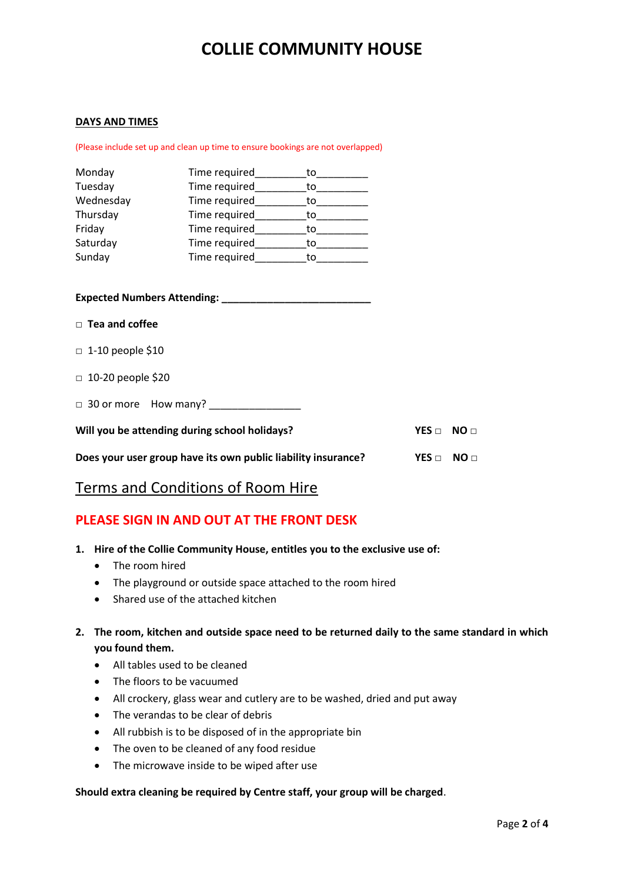# COLLIE COMMUNITY HOUSE

**DAYS AND TIMES**

(Please include set up and clean up time to ensure bookings are not overlapped)

| | |
|---|---|
| Monday | Time required_________to_________ |
| Tuesday | Time required_________to_________ |
| Wednesday | Time required_________to_________ |
| Thursday | Time required_________to_________ |
| Friday | Time required_________to_________ |
| Saturday | Time required_________to_________ |
| Sunday | Time required_________to_________ |

**Expected Numbers Attending: ___________________________**

□ **Tea and coffee**

□ 1-10 people $10

□ 10-20 people $20

□ 30 or more How many? ________________

**Will you be attending during school holidays?** **YES** □ **NO** □

**Does your user group have its own public liability insurance?** **YES** □ **NO** □

## Terms and Conditions of Room Hire

## PLEASE SIGN IN AND OUT AT THE FRONT DESK

1. **Hire of the Collie Community House, entitles you to the exclusive use of:**
   - The room hired
   - The playground or outside space attached to the room hired
   - Shared use of the attached kitchen

2. **The room, kitchen and outside space need to be returned daily to the same standard in which you found them.**
   - All tables used to be cleaned
   - The floors to be vacuumed
   - All crockery, glass wear and cutlery are to be washed, dried and put away
   - The verandas to be clear of debris
   - All rubbish is to be disposed of in the appropriate bin
   - The oven to be cleaned of any food residue
   - The microwave inside to be wiped after use

**Should extra cleaning be required by Centre staff, your group will be charged**.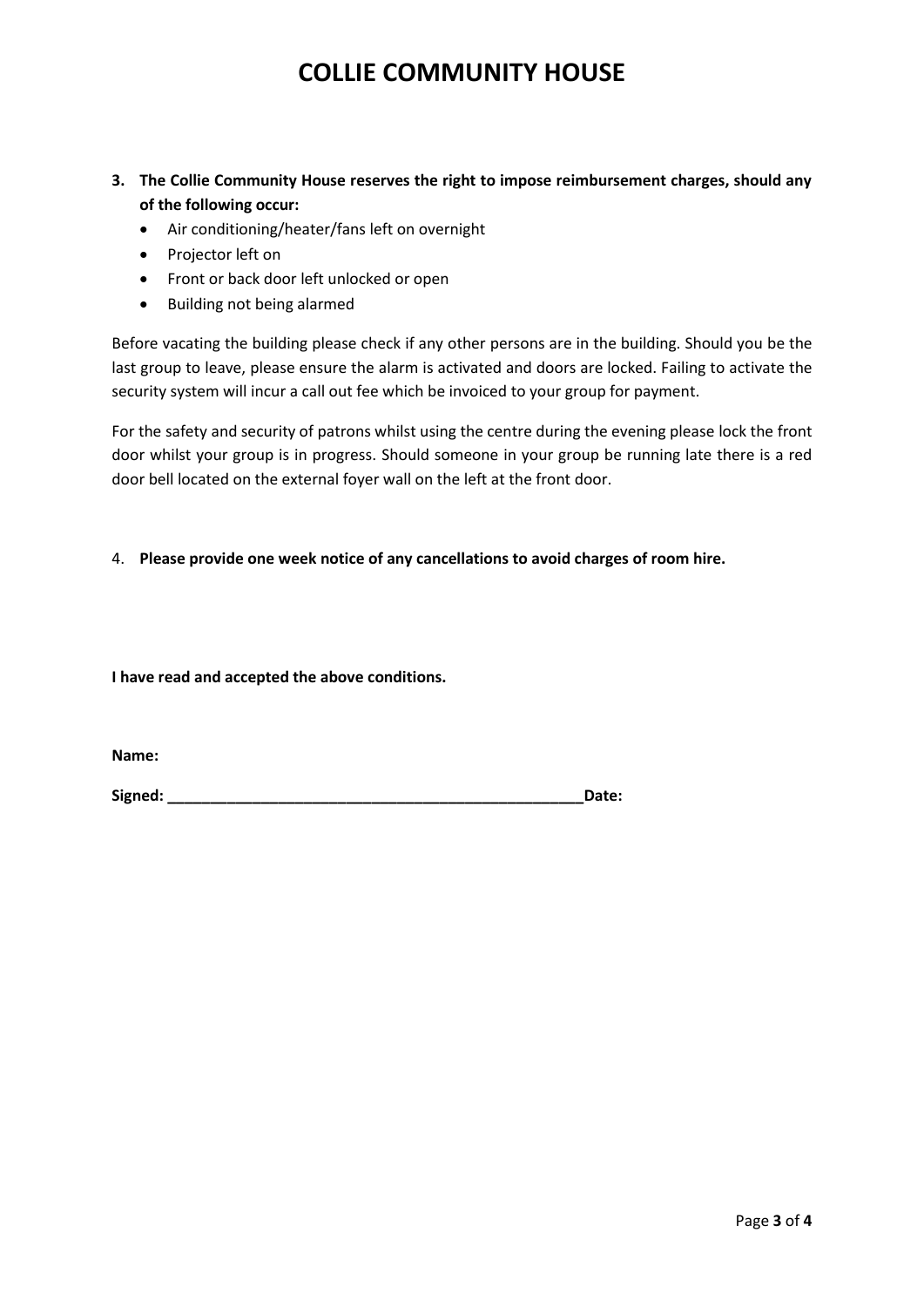# COLLIE COMMUNITY HOUSE

3. **The Collie Community House reserves the right to impose reimbursement charges, should any of the following occur:**
   - Air conditioning/heater/fans left on overnight
   - Projector left on
   - Front or back door left unlocked or open
   - Building not being alarmed

Before vacating the building please check if any other persons are in the building. Should you be the last group to leave, please ensure the alarm is activated and doors are locked. Failing to activate the security system will incur a call out fee which be invoiced to your group for payment.

For the safety and security of patrons whilst using the centre during the evening please lock the front door whilst your group is in progress. Should someone in your group be running late there is a red door bell located on the external foyer wall on the left at the front door.

4. **Please provide one week notice of any cancellations to avoid charges of room hire.**

**I have read and accepted the above conditions.**

**Name:**

**Signed: \_\_\_\_\_\_\_\_\_\_\_\_\_\_\_\_\_\_\_\_\_\_\_\_\_\_\_\_\_\_\_\_\_\_\_\_\_\_\_\_\_\_\_\_\_\_\_\_\_\_Date:**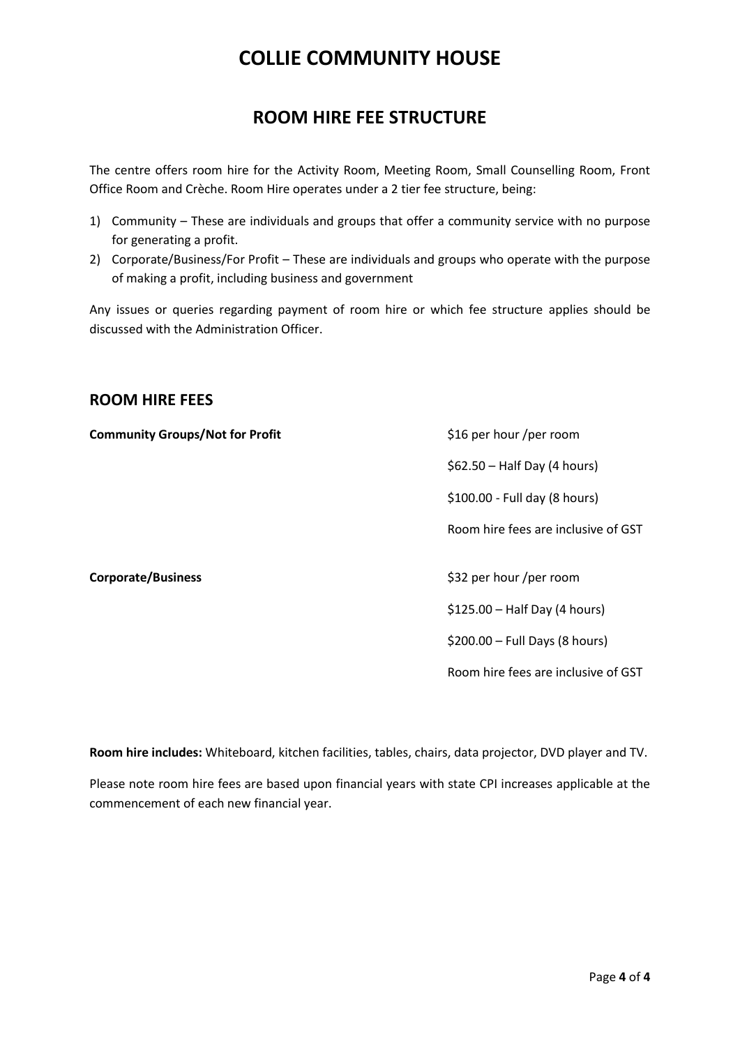# COLLIE COMMUNITY HOUSE

## ROOM HIRE FEE STRUCTURE

The centre offers room hire for the Activity Room, Meeting Room, Small Counselling Room, Front Office Room and Crèche. Room Hire operates under a 2 tier fee structure, being:

1) Community – These are individuals and groups that offer a community service with no purpose for generating a profit.
2) Corporate/Business/For Profit – These are individuals and groups who operate with the purpose of making a profit, including business and government

Any issues or queries regarding payment of room hire or which fee structure applies should be discussed with the Administration Officer.

## ROOM HIRE FEES

| | |
|---|---|
| **Community Groups/Not for Profit** | $16 per hour /per room |
| | $62.50 – Half Day (4 hours) |
| | $100.00 - Full day (8 hours) |
| | Room hire fees are inclusive of GST |
| **Corporate/Business** | $32 per hour /per room |
| | $125.00 – Half Day (4 hours) |
| | $200.00 – Full Days (8 hours) |
| | Room hire fees are inclusive of GST |

**Room hire includes:** Whiteboard, kitchen facilities, tables, chairs, data projector, DVD player and TV.

Please note room hire fees are based upon financial years with state CPI increases applicable at the commencement of each new financial year.